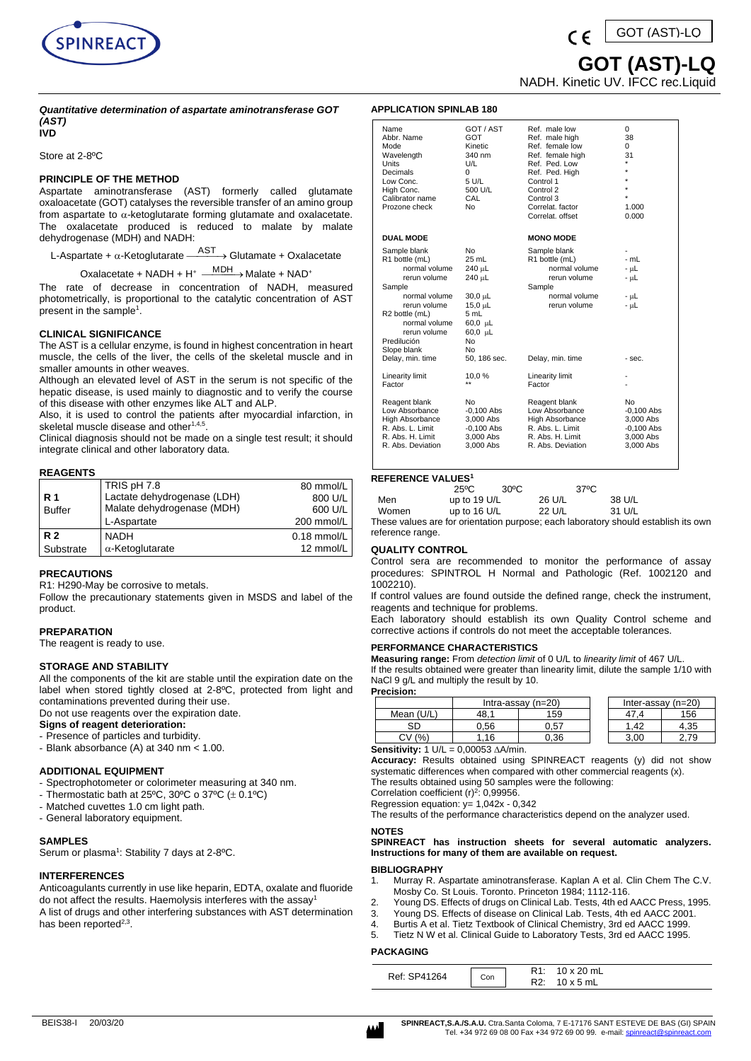# GOT (AST)-LQ

NADH. Kinetic UV. IFCC rec.Liquid

***Quantitative determination of aspartate aminotransferase GOT (AST)***
**IVD**

Store at 2-8ºC

## PRINCIPLE OF THE METHOD

Aspartate aminotransferase (AST) formerly called glutamate oxaloacetate (GOT) catalyses the reversible transfer of an amino group from aspartate to α-ketoglutarate forming glutamate and oxalacetate. The oxalacetate produced is reduced to malate by malate dehydrogenase (MDH) and NADH:

$$\text{L-Aspartate} + \alpha\text{-Ketoglutarate} \xrightarrow{AST} \text{Glutamate} + \text{Oxalacetate}$$

$$\text{Oxalacetate} + \text{NADH} + H^+ \xrightarrow{MDH} \text{Malate} + \text{NAD}^+$$

The rate of decrease in concentration of NADH, measured photometrically, is proportional to the catalytic concentration of AST present in the sample[1].

## CLINICAL SIGNIFICANCE

The AST is a cellular enzyme, is found in highest concentration in heart muscle, the cells of the liver, the cells of the skeletal muscle and in smaller amounts in other weaves.

Although an elevated level of AST in the serum is not specific of the hepatic disease, is used mainly to diagnostic and to verify the course of this disease with other enzymes like ALT and ALP.

Also, it is used to control the patients after myocardial infarction, in skeletal muscle disease and other[1,4,5].

Clinical diagnosis should not be made on a single test result; it should integrate clinical and other laboratory data.

## REAGENTS

| | | |
|---|---|---|
| **R 1** Buffer | TRIS pH 7.8 | 80 mmol/L |
| | Lactate dehydrogenase (LDH) | 800 U/L |
| | Malate dehydrogenase (MDH) | 600 U/L |
| | L-Aspartate | 200 mmol/L |
| **R 2** Substrate | NADH | 0.18 mmol/L |
| | α-Ketoglutarate | 12 mmol/L |

## PRECAUTIONS

R1: H290-May be corrosive to metals.

Follow the precautionary statements given in MSDS and label of the product.

## PREPARATION

The reagent is ready to use.

## STORAGE AND STABILITY

All the components of the kit are stable until the expiration date on the label when stored tightly closed at 2-8ºC, protected from light and contaminations prevented during their use.

Do not use reagents over the expiration date.

**Signs of reagent deterioration:**

- Presence of particles and turbidity.
- Blank absorbance (A) at 340 nm < 1.00.

## ADDITIONAL EQUIPMENT

- Spectrophotometer or colorimeter measuring at 340 nm.
- Thermostatic bath at 25ºC, 30ºC o 37ºC (± 0.1ºC)
- Matched cuvettes 1.0 cm light path.
- General laboratory equipment.

## SAMPLES

Serum or plasma[1]: Stability 7 days at 2-8ºC.

## INTERFERENCES

Anticoagulants currently in use like heparin, EDTA, oxalate and fluoride do not affect the results. Haemolysis interferes with the assay[1]

A list of drugs and other interfering substances with AST determination has been reported[2,3].

## APPLICATION SPINLAB 180

| | | | |
|---|---|---|---|
| Name | GOT / AST | Ref. male low | 0 |
| Abbr. Name | GOT | Ref. male high | 38 |
| Mode | Kinetic | Ref. female low | 0 |
| Wavelength | 340 nm | Ref. female high | 31 |
| Units | U/L | Ref. Ped. Low | * |
| Decimals | 0 | Ref. Ped. High | * |
| Low Conc. | 5 U/L | Control 1 | * |
| High Conc. | 500 U/L | Control 2 | * |
| Calibrator name | CAL | Control 3 | * |
| Prozone check | No | Correlat. factor | 1.000 |
| | | Correlat. offset | 0.000 |
| **DUAL MODE** | | **MONO MODE** | |
| Sample blank | No | Sample blank | - |
| R1 bottle (mL) | 25 mL | R1 bottle (mL) | - mL |
| normal volume | 240 μL | normal volume | - μL |
| rerun volume | 240 μL | rerun volume | - μL |
| Sample | | Sample | |
| normal volume | 30,0 μL | normal volume | - μL |
| rerun volume | 15,0 μL | rerun volume | - μL |
| R2 bottle (mL) | 5 mL | | |
| normal volume | 60,0 μL | | |
| rerun volume | 60,0 μL | | |
| Predilución | No | | |
| Slope blank | No | | |
| Delay, min. time | 50, 186 sec. | Delay, min. time | - sec. |
| Linearity limit | 10,0 % | Linearity limit | - |
| Factor | ** | Factor | - |
| Reagent blank | No | Reagent blank | No |
| Low Absorbance | -0,100 Abs | Low Absorbance | -0,100 Abs |
| High Absorbance | 3,000 Abs | High Absorbance | 3,000 Abs |
| R. Abs. L. Limit | -0,100 Abs | R. Abs. L. Limit | -0,100 Abs |
| R. Abs. H. Limit | 3,000 Abs | R. Abs. H. Limit | 3,000 Abs |
| R. Abs. Deviation | 3,000 Abs | R. Abs. Deviation | 3,000 Abs |

## REFERENCE VALUES[1]

| | 25ºC | 30ºC | 37ºC |
|---|---|---|---|
| Men | up to 19 U/L | 26 U/L | 38 U/L |
| Women | up to 16 U/L | 22 U/L | 31 U/L |

These values are for orientation purpose; each laboratory should establish its own reference range.

## QUALITY CONTROL

Control sera are recommended to monitor the performance of assay procedures: SPINTROL H Normal and Pathologic (Ref. 1002120 and 1002210).

If control values are found outside the defined range, check the instrument, reagents and technique for problems.

Each laboratory should establish its own Quality Control scheme and corrective actions if controls do not meet the acceptable tolerances.

## PERFORMANCE CHARACTERISTICS

**Measuring range:** From *detection limit* of 0 U/L to *linearity limit* of 467 U/L.

If the results obtained were greater than linearity limit, dilute the sample 1/10 with NaCl 9 g/L and multiply the result by 10.

**Precision:**

| | Intra-assay (n=20) | | Inter-assay (n=20) | |
|---|---|---|---|---|
| Mean (U/L) | 48,1 | 159 | 47,4 | 156 |
| SD | 0,56 | 0,57 | 1,42 | 4,35 |
| CV (%) | 1,16 | 0,36 | 3,00 | 2,79 |

**Sensitivity:** 1 U/L = 0,00053 ΔA/min.

**Accuracy:** Results obtained using SPINREACT reagents (y) did not show systematic differences when compared with other commercial reagents (x).

The results obtained using 50 samples were the following:

Correlation coefficient $(r)^2$: 0,99956.

Regression equation: y= 1,042x - 0,342

The results of the performance characteristics depend on the analyzer used.

## NOTES

**SPINREACT has instruction sheets for several automatic analyzers. Instructions for many of them are available on request.**

## BIBLIOGRAPHY

1. Murray R. Aspartate aminotransferase. Kaplan A et al. Clin Chem The C.V. Mosby Co. St Louis. Toronto. Princeton 1984; 1112-116.
2. Young DS. Effects of drugs on Clinical Lab. Tests, 4th ed AACC Press, 1995.
3. Young DS. Effects of disease on Clinical Lab. Tests, 4th ed AACC 2001.
4. Burtis A et al. Tietz Textbook of Clinical Chemistry, 3rd ed AACC 1999.
5. Tietz N W et al. Clinical Guide to Laboratory Tests, 3rd ed AACC 1995.

## PACKAGING

| | | |
|---|---|---|
| Ref: SP41264 | Con | R1: 10 x 20 mL<br>R2: 10 x 5 mL |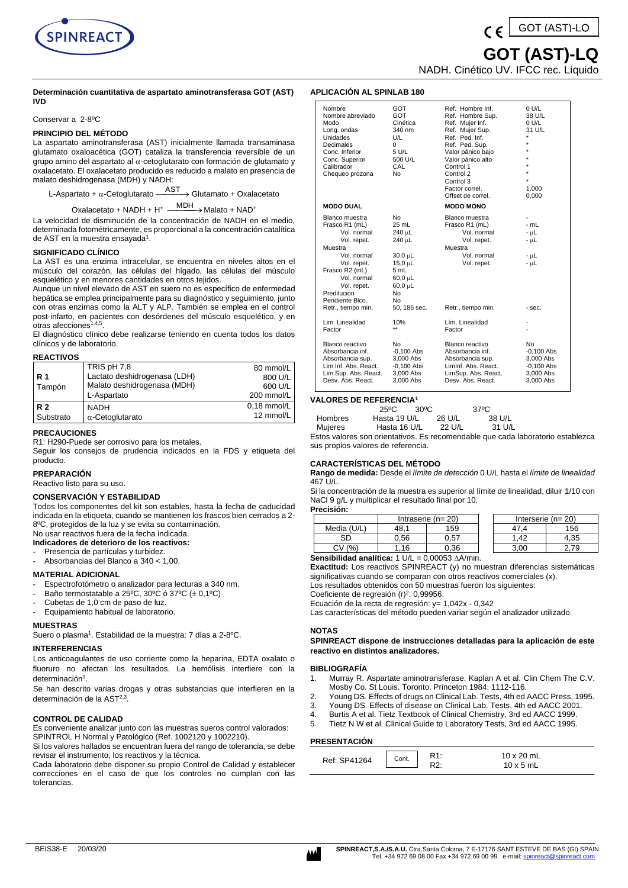GOT (AST)-LQ

# GOT (AST)-LQ

NADH. Cinético UV. IFCC rec. Líquido

**Determinación cuantitativa de aspartato aminotransferasa GOT (AST) IVD**

Conservar a 2-8ºC

## PRINCIPIO DEL MÉTODO

La aspartato aminotransferasa (AST) inicialmente llamada transaminasa glutamato oxaloacética (GOT) cataliza la transferencia reversible de un grupo amino del aspartato al $\alpha$-cetoglutarato con formación de glutamato y oxalacetato. El oxalacetato producido es reducido a malato en presencia de malato deshidrogenasa (MDH) y NADH:

$$\text{L-Aspartato} + \alpha\text{-Cetoglutarato} \xrightarrow{AST} \text{Glutamato} + \text{Oxalacetato}$$

$$\text{Oxalacetato} + \text{NADH} + H^+ \xrightarrow{MDH} \text{Malato} + \text{NAD}^+$$

La velocidad de disminución de la concentración de NADH en el medio, determinada fotométricamente, es proporcional a la concentración catalítica de AST en la muestra ensayada[1].

## SIGNIFICADO CLÍNICO

La AST es una enzima intracelular, se encuentra en niveles altos en el músculo del corazón, las células del hígado, las células del músculo esquelético y en menores cantidades en otros tejidos.

Aunque un nivel elevado de AST en suero no es específico de enfermedad hepática se emplea principalmente para su diagnóstico y seguimiento, junto con otras enzimas como la ALT y ALP. También se emplea en el control post-infarto, en pacientes con desórdenes del músculo esquelético, y en otras afecciones[1,4,5].

El diagnóstico clínico debe realizarse teniendo en cuenta todos los datos clínicos y de laboratorio.

## REACTIVOS

| | | |
|---|---|---|
| **R 1** Tampón | TRIS pH 7,8 | 80 mmol/L |
| | Lactato deshidrogenasa (LDH) | 800 U/L |
| | Malato deshidrogenasa (MDH) | 600 U/L |
| | L-Aspartato | 200 mmol/L |
| **R 2** Substrato | NADH | 0,18 mmol/L |
| | $\alpha$-Cetoglutarato | 12 mmol/L |

## PRECAUCIONES

R1: H290-Puede ser corrosivo para los metales.

Seguir los consejos de prudencia indicados en la FDS y etiqueta del producto.

## PREPARACIÓN

Reactivo listo para su uso.

## CONSERVACIÓN Y ESTABILIDAD

Todos los componentes del kit son estables, hasta la fecha de caducidad indicada en la etiqueta, cuando se mantienen los frascos bien cerrados a 2-8ºC, protegidos de la luz y se evita su contaminación.

No usar reactivos fuera de la fecha indicada.

**Indicadores de deterioro de los reactivos:**

- Presencia de partículas y turbidez.
- Absorbancias del Blanco a 340 < 1,00.

## MATERIAL ADICIONAL

- Espectrofotómetro o analizador para lecturas a 340 nm.
- Baño termostatable a 25ºC, 30ºC ó 37ºC (± 0,1ºC)
- Cubetas de 1,0 cm de paso de luz.
- Equipamiento habitual de laboratorio.

## MUESTRAS

Suero o plasma[1]. Estabilidad de la muestra: 7 días a 2-8ºC.

## INTERFERENCIAS

Los anticoagulantes de uso corriente como la heparina, EDTA oxalato o fluoruro no afectan los resultados. La hemólisis interfiere con la determinación[1].

Se han descrito varias drogas y otras substancias que interfieren en la determinación de la AST[2,3].

## CONTROL DE CALIDAD

Es conveniente analizar junto con las muestras sueros control valorados: SPINTROL H Normal y Patológico (Ref. 1002120 y 1002210).

Si los valores hallados se encuentran fuera del rango de tolerancia, se debe revisar el instrumento, los reactivos y la técnica.

Cada laboratorio debe disponer su propio Control de Calidad y establecer correcciones en el caso de que los controles no cumplan con las tolerancias.

## APLICACIÓN AL SPINLAB 180

| | | | |
|---|---|---|---|
| Nombre | GOT | Ref. Hombre Inf. | 0 U/L |
| Nombre abreviado | GOT | Ref. Hombre Sup. | 38 U/L |
| Modo | Cinética | Ref. Mujer Inf. | 0 U/L |
| Long. ondas | 340 nm | Ref. Mujer Sup. | 31 U/L |
| Unidades | U/L | Ref. Ped. Inf. | * |
| Decimales | 0 | Ref. Ped. Sup. | * |
| Conc. Inferior | 5 U/L | Valor pánico bajo | * |
| Conc. Superior | 500 U/L | Valor pánico alto | * |
| Calibrador | CAL | Control 1 | * |
| Chequeo prozona | No | Control 2 | * |
| | | Control 3 | * |
| | | Factor correl. | 1,000 |
| | | Offset de correl. | 0,000 |
| **MODO DUAL** | | **MODO MONO** | |
| Blanco muestra | No | Blanco muestra | - |
| Frasco R1 (mL) | 25 mL | Frasco R1 (mL) | - mL |
| Vol. normal | 240 µL | Vol. normal | - µL |
| Vol. repet. | 240 µL | Vol. repet. | - µL |
| Muestra | | Muestra | |
| Vol. normal | 30,0 µL | Vol. normal | - µL |
| Vol. repet. | 15,0 µL | Vol. repet. | - µL |
| Frasco R2 (mL) | 5 mL | | |
| Vol. normal | 60,0 µL | | |
| Vol. repet. | 60,0 µL | | |
| Predilución | No | | |
| Pendiente Blco. | No | | |
| Retr., tiempo min. | 50, 186 sec. | Retr., tiempo min. | - sec. |
| Lim. Linealidad | 10% | Lím. Linealidad | - |
| Factor | ** | Factor | - |
| Blanco reactivo | No | Blanco reactivo | No |
| Absorbancia inf. | -0,100 Abs | Absorbancia inf. | -0,100 Abs |
| Absorbancia sup. | 3,000 Abs | Absorbancia sup. | 3,000 Abs |
| Lim.Inf. Abs. React. | -0,100 Abs | LimInf. Abs. React. | -0,100 Abs |
| Lim.Sup. Abs. React. | 3,000 Abs | LimSup. Abs. React. | 3,000 Abs |
| Desv. Abs. React. | 3,000 Abs | Desv. Abs. React. | 3,000 Abs |

## VALORES DE REFERENCIA[1]

| | 25ºC | 30ºC | 37ºC |
|---|---|---|---|
| Hombres | Hasta 19 U/L | 26 U/L | 38 U/L |
| Mujeres | Hasta 16 U/L | 22 U/L | 31 U/L |

Estos valores son orientativos. Es recomendable que cada laboratorio establezca sus propios valores de referencia.

## CARACTERÍSTICAS DEL MÉTODO

**Rango de medida:** Desde el *límite de detección* 0 U/L hasta el *límite de linealidad* 467 U/L.

Si la concentración de la muestra es superior al límite de linealidad, diluir 1/10 con NaCl 9 g/L y multiplicar el resultado final por 10.

**Precisión:**

| | Intraserie (n= 20) | | Interserie (n= 20) | |
|---|---|---|---|---|
| Media (U/L) | 48,1 | 159 | 47,4 | 156 |
| SD | 0,56 | 0,57 | 1,42 | 4,35 |
| CV (%) | 1,16 | 0,36 | 3,00 | 2,79 |

**Sensibilidad analítica:** 1 U/L = 0,00053 $\Delta$A/min.

**Exactitud:** Los reactivos SPINREACT (y) no muestran diferencias sistemáticas significativas cuando se comparan con otros reactivos comerciales (x).

Los resultados obtenidos con 50 muestras fueron los siguientes:

Coeficiente de regresión ($r$)$^2$: 0,99956.

Ecuación de la recta de regresión: $y= 1{,}042x - 0{,}342$

Las características del método pueden variar según el analizador utilizado.

## NOTAS

**SPINREACT dispone de instrucciones detalladas para la aplicación de este reactivo en distintos analizadores.**

## BIBLIOGRAFÍA

1. Murray R. Aspartate aminotransferase. Kaplan A et al. Clin Chem The C.V. Mosby Co. St Louis. Toronto. Princeton 1984; 1112-116.
2. Young DS. Effects of drugs on Clinical Lab. Tests, 4th ed AACC Press, 1995.
3. Young DS. Effects of disease on Clinical Lab. Tests, 4th ed AACC 2001.
4. Burtis A et al. Tietz Textbook of Clinical Chemistry, 3rd ed AACC 1999.
5. Tietz N W et al. Clinical Guide to Laboratory Tests, 3rd ed AACC 1995.

## PRESENTACIÓN

| | | | |
|---|---|---|---|
| Ref: SP41264 | Cont. | R1: | 10 x 20 mL |
| | | R2: | 10 x 5 mL |

BEIS38-E 20/03/20

SPINREACT,S.A./S.A.U. Ctra.Santa Coloma, 7 E-17176 SANT ESTEVE DE BAS (GI) SPAIN Tel. +34 972 69 08 00 Fax +34 972 69 00 99. e-mail: spinreact@spinreact.com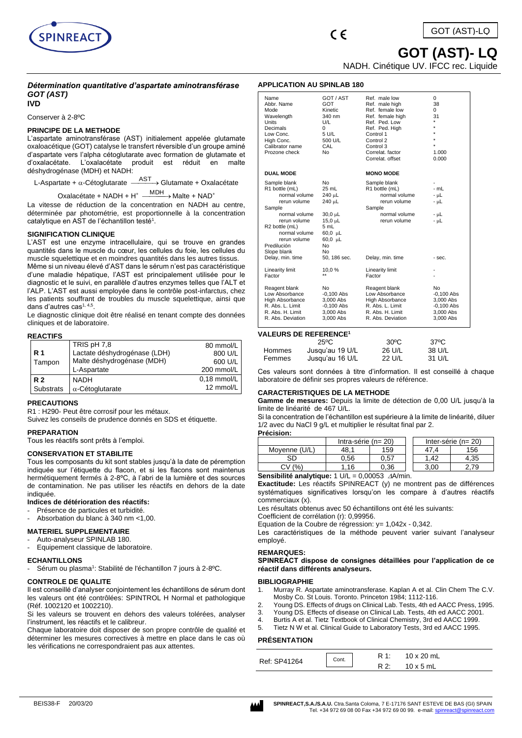GOT (AST)-LQ

# GOT (AST)- LQ

NADH. Cinétique UV. IFCC rec. Liquide

### *Détermination quantitative d'aspartate aminotransférase GOT (AST)*

**IVD**

Conserver à 2-8ºC

### PRINCIPE DE LA METHODE

L'aspartate aminotransférase (AST) initialement appelée glutamate oxaloacétique (GOT) catalyse le transfert réversible d'un groupe aminé d'aspartate vers l'alpha cétoglutarate avec formation de glutamate et d'oxalacétate. L'oxalacétate produit est réduit en malte déshydrogénase (MDH) et NADH:

$$\text{L-Aspartate} + \alpha\text{-Cétoglutarate} \xrightarrow{AST} \text{Glutamate} + \text{Oxalacétate}$$

$$\text{Oxalacétate} + \text{NADH} + \text{H}^+ \xrightarrow{MDH} \text{Malte} + \text{NAD}^+$$

La vitesse de réduction de la concentration en NADH au centre, déterminée par photométrie, est proportionnelle à la concentration catalytique en AST de l'échantillon testé[1].

### SIGNIFICATION CLINIQUE

L'AST est une enzyme intracellulaire, qui se trouve en grandes quantités dans le muscle du cœur, les cellules du foie, les cellules du muscle squelettique et en moindres quantités dans les autres tissus.

Même si un niveau élevé d'AST dans le sérum n'est pas caractéristique d'une maladie hépatique, l'AST est principalement utilisée pour le diagnostic et le suivi, en parallèle d'autres enzymes telles que l'ALT et l'ALP. L'AST est aussi employée dans le contrôle post-infarctus, chez les patients souffrant de troubles du muscle squelettique, ainsi que dans d'autres cas[1, 4,5].

Le diagnostic clinique doit être réalisé en tenant compte des données cliniques et de laboratoire.

### REACTIFS

| | | |
|---|---|---|
| **R 1** Tampon | TRIS pH 7,8 | 80 mmol/L |
| | Lactate déshydrogénase (LDH) | 800 U/L |
| | Malte déshydrogénase (MDH) | 600 U/L |
| | L-Aspartate | 200 mmol/L |
| **R 2** Substrats | NADH | 0,18 mmol/L |
| | α-Cétoglutarate | 12 mmol/L |

### PRECAUTIONS

R1 : H290- Peut être corrosif pour les métaux.

Suivez les conseils de prudence donnés en SDS et étiquette.

### PREPARATION

Tous les réactifs sont prêts à l'emploi.

### CONSERVATION ET STABILITE

Tous les composants du kit sont stables jusqu'à la date de péremption indiquée sur l'étiquette du flacon, et si les flacons sont maintenus hermétiquement fermés à 2-8ºC, à l'abri de la lumière et des sources de contamination. Ne pas utiliser les réactifs en dehors de la date indiquée.

**Indices de détérioration des réactifs:**

- Présence de particules et turbidité.
- Absorbation du blanc à 340 nm <1,00.

### MATERIEL SUPPLEMENTAIRE

- Auto-analyseur SPINLAB 180.
- Equipement classique de laboratoire.

### ECHANTILLONS

- Sérum ou plasma[1]: Stabilité de l'échantillon 7 jours à 2-8ºC.

### CONTROLE DE QUALITE

Il est conseillé d'analyser conjointement les échantillons de sérum dont les valeurs ont été contrôlées: SPINTROL H Normal et pathologique (Réf. 1002120 et 1002210).

Si les valeurs se trouvent en dehors des valeurs tolérées, analyser l'instrument, les réactifs et le calibreur.

Chaque laboratoire doit disposer de son propre contrôle de qualité et déterminer les mesures correctives à mettre en place dans le cas où les vérifications ne correspondraient pas aux attentes.

### APPLICATION AU SPINLAB 180

| | | | |
|---|---|---|---|
| Name | GOT / AST | Ref. male low | 0 |
| Abbr. Name | GOT | Ref. male high | 38 |
| Mode | Kinetic | Ref. female low | 0 |
| Wavelength | 340 nm | Ref. female high | 31 |
| Units | U/L | Ref. Ped. Low | * |
| Decimals | 0 | Ref. Ped. High | * |
| Low Conc. | 5 U/L | Control 1 | * |
| High Conc. | 500 U/L | Control 2 | * |
| Calibrator name | CAL | Control 3 | * |
| Prozone check | No | Correlat. factor | 1.000 |
| | | Correlat. offset | 0.000 |
| **DUAL MODE** | | **MONO MODE** | |
| Sample blank | No | Sample blank | - |
| R1 bottle (mL) | 25 mL | R1 bottle (mL) | - mL |
| normal volume | 240 µL | normal volume | - µL |
| rerun volume | 240 µL | rerun volume | - µL |
| Sample | | Sample | |
| normal volume | 30,0 µL | normal volume | - µL |
| rerun volume | 15,0 µL | rerun volume | - µL |
| R2 bottle (mL) | 5 mL | | |
| normal volume | 60,0 µL | | |
| rerun volume | 60,0 µL | | |
| Predilución | No | | |
| Slope blank | No | | |
| Delay, min. time | 50, 186 sec. | Delay, min. time | - sec. |
| Linearity limit | 10,0 % | Linearity limit | - |
| Factor | ** | Factor | - |
| Reagent blank | No | Reagent blank | No |
| Low Absorbance | -0,100 Abs | Low Absorbance | -0,100 Abs |
| High Absorbance | 3,000 Abs | High Absorbance | 3,000 Abs |
| R. Abs. L. Limit | -0,100 Abs | R. Abs. L. Limit | -0,100 Abs |
| R. Abs. H. Limit | 3,000 Abs | R. Abs. H. Limit | 3,000 Abs |
| R. Abs. Deviation | 3,000 Abs | R. Abs. Deviation | 3,000 Abs |

### VALEURS DE REFERENCE[1]

| | 25ºC | 30ºC | 37ºC |
|---|---|---|---|
| Hommes | Jusqu'au 19 U/L | 26 U/L | 38 U/L |
| Femmes | Jusqu'au 16 U/L | 22 U/L | 31 U/L |

Ces valeurs sont données à titre d'information. Il est conseillé à chaque laboratoire de définir ses propres valeurs de référence.

### CARACTERISTIQUES DE LA METHODE

**Gamme de mesures:** Depuis la limite de détection de 0,00 U/L jusqu'à la limite de linéarité de 467 U/L.

Si la concentration de l'échantillon est supérieure à la limite de linéarité, diluer 1/2 avec du NaCl 9 g/L et multiplier le résultat final par 2.

**Précision:**

| | Intra-série (n= 20) | | Inter-série (n= 20) | |
|---|---|---|---|---|
| Moyenne (U/L) | 48,1 | 159 | 47,4 | 156 |
| SD | 0,56 | 0,57 | 1,42 | 4,35 |
| CV (%) | 1,16 | 0,36 | 3,00 | 2,79 |

**Sensibilité analytique:** 1 U/L = 0,00053 ΔA/min.

**Exactitude:** Les réactifs SPINREACT (y) ne montrent pas de différences systématiques significatives lorsqu'on les compare à d'autres réactifs commerciaux (x).

Les résultats obtenus avec 50 échantillons ont été les suivants:

Coefficient de corrélation (r): 0,99956.

Equation de la Coubre de régression: y= 1,042x - 0,342.

Les caractéristiques de la méthode peuvent varier suivant l'analyseur employé.

### REMARQUES:

**SPINREACT dispose de consignes détaillées pour l'application de ce réactif dans différents analyseurs.**

### BIBLIOGRAPHIE

1. Murray R. Aspartate aminotransferase. Kaplan A et al. Clin Chem The C.V. Mosby Co. St Louis. Toronto. Princeton 1984; 1112-116.
2. Young DS. Effects of drugs on Clinical Lab. Tests, 4th ed AACC Press, 1995.
3. Young DS. Effects of disease on Clinical Lab. Tests, 4th ed AACC 2001.
4. Burtis A et al. Tietz Textbook of Clinical Chemistry, 3rd ed AACC 1999.
5. Tietz N W et al. Clinical Guide to Laboratory Tests, 3rd ed AACC 1995.

### PRÉSENTATION

| | | | |
|---|---|---|---|
| Ref: SP41264 | Cont. | R 1: | 10 x 20 mL |
| | | R 2: | 10 x 5 mL |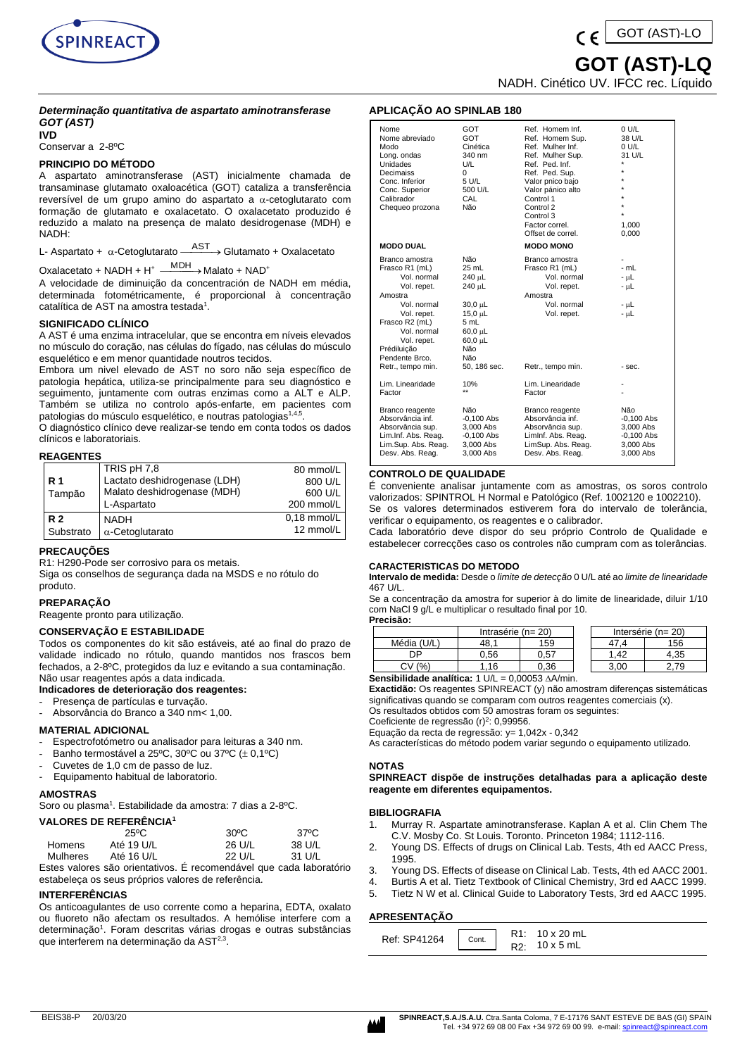# GOT (AST)-LQ

NADH. Cinético UV. IFCC rec. Líquido

GOT (AST)-LQ

***Determinação quantitativa de aspartato aminotransferase GOT (AST)***

**IVD**

Conservar a 2-8ºC

## PRINCIPIO DO MÉTODO

A aspartato aminotransferase (AST) inicialmente chamada de transaminase glutamato oxaloacética (GOT) cataliza a transferência reversível de um grupo amino do aspartato a $\alpha$-cetoglutarato com formação de glutamato e oxalacetato. O oxalacetato produzido é reduzido a malato na presença de malato desidrogenase (MDH) e NADH:

$$\text{L- Aspartato} + \alpha\text{-Cetoglutarato} \xrightarrow{AST} \text{Glutamato} + \text{Oxalacetato}$$

$$\text{Oxalacetato} + NADH + H^+ \xrightarrow{MDH} \text{Malato} + NAD^+$$

A velocidade de diminuição da concentración de NADH em média, determinada fotométricamente, é proporcional à concentração catalítica de AST na amostra testada[1].

## SIGNIFICADO CLÍNICO

A AST é uma enzima intracelular, que se encontra em níveis elevados no músculo do coração, nas células do fígado, nas células do músculo esquelético e em menor quantidade noutros tecidos.

Embora um nivel elevado de AST no soro não seja específico de patologia hepática, utiliza-se principalmente para seu diagnóstico e seguimento, juntamente com outras enzimas como a ALT e ALP. Também se utiliza no controlo após-enfarte, em pacientes com patologias do músculo esquelético, e noutras patologias[1,4,5].

O diagnóstico clínico deve realizar-se tendo em conta todos os dados clínicos e laboratoriais.

## REAGENTES

| | | |
|---|---|---|
| **R 1** Tampão | TRIS pH 7,8 | 80 mmol/L |
| | Lactato deshidrogenase (LDH) | 800 U/L |
| | Malato deshidrogenase (MDH) | 600 U/L |
| | L-Aspartato | 200 mmol/L |
| **R 2** Substrato | NADH | 0,18 mmol/L |
| | $\alpha$-Cetoglutarato | 12 mmol/L |

## PRECAUÇÕES

R1: H290-Pode ser corrosivo para os metais.

Siga os conselhos de segurança dada na MSDS e no rótulo do produto.

## PREPARAÇÃO

Reagente pronto para utilização.

## CONSERVAÇÃO E ESTABILIDADE

Todos os componentes do kit são estáveis, até ao final do prazo de validade indicado no rótulo, quando mantidos nos frascos bem fechados, a 2-8ºC, protegidos da luz e evitando a sua contaminação. Não usar reagentes após a data indicada.

**Indicadores de deterioração dos reagentes:**

- Presença de partículas e turvação.
- Absorvância do Branco a 340 nm< 1,00.

## MATERIAL ADICIONAL

- Espectrofotómetro ou analisador para leituras a 340 nm.
- Banho termostável a 25ºC, 30ºC ou 37ºC (± 0,1ºC)
- Cuvetes de 1,0 cm de passo de luz.
- Equipamento habitual de laboratorio.

## AMOSTRAS

Soro ou plasma[1]. Estabilidade da amostra: 7 dias a 2-8ºC.

## VALORES DE REFERÊNCIA[1]

| | 25ºC | 30ºC | 37ºC |
|---|---|---|---|
| Homens | Até 19 U/L | 26 U/L | 38 U/L |
| Mulheres | Até 16 U/L | 22 U/L | 31 U/L |

Estes valores são orientativos. É recomendável que cada laboratório estabeleça os seus próprios valores de referência.

## INTERFERÊNCIAS

Os anticoagulantes de uso corrente como a heparina, EDTA, oxalato ou fluoreto não afectam os resultados. A hemólise interfere com a determinação[1]. Foram descritas várias drogas e outras substâncias que interferem na determinação da AST[2,3].

## APLICAÇÃO AO SPINLAB 180

| | | | |
|---|---|---|---|
| Nome | GOT | Ref. Homem Inf. | 0 U/L |
| Nome abreviado | GOT | Ref. Homem Sup. | 38 U/L |
| Modo | Cinética | Ref. Mulher Inf. | 0 U/L |
| Long. ondas | 340 nm | Ref. Mulher Sup. | 31 U/L |
| Unidades | U/L | Ref. Ped. Inf. | * |
| Decimaiss | 0 | Ref. Ped. Sup. | * |
| Conc. Inferior | 5 U/L | Valor pnico bajo | * |
| Conc. Superior | 500 U/L | Valor pánico alto | * |
| Calibrador | CAL | Control 1 | * |
| Chequeo prozona | Não | Control 2 | * |
| | | Control 3 | * |
| | | Factor correl. | 1,000 |
| | | Offset de correl. | 0,000 |
| **MODO DUAL** | | **MODO MONO** | |
| Branco amostra | Não | Branco amostra | - |
| Frasco R1 (mL) | 25 mL | Frasco R1 (mL) | - mL |
| Vol. normal | 240 µL | Vol. normal | - µL |
| Vol. repet. | 240 µL | Vol. repet. | - µL |
| Amostra | | Amostra | |
| Vol. normal | 30,0 µL | Vol. normal | - µL |
| Vol. repet. | 15,0 µL | Vol. repet. | - µL |
| Frasco R2 (mL) | 5 mL | | |
| Vol. normal | 60,0 µL | | |
| Vol. repet. | 60,0 µL | | |
| Prédiluição | Não | | |
| Pendente Brco. | Não | | |
| Retr., tempo min. | 50, 186 sec. | Retr., tempo min. | - sec. |
| Lim. Linearidade | 10% | Lim. Linearidade | - |
| Factor | ** | Factor | - |
| Branco reagente | Não | Branco reagente | Não |
| Absorvância inf. | -0,100 Abs | Absorvância inf. | -0,100 Abs |
| Absorvância sup. | 3,000 Abs | Absorvância sup. | 3,000 Abs |
| Lim.Inf. Abs. Reag. | -0,100 Abs | LimInf. Abs. Reag. | -0,100 Abs |
| Lim.Sup. Abs. Reag. | 3,000 Abs | LimSup. Abs. Reag. | 3,000 Abs |
| Desv. Abs. Reag. | 3,000 Abs | Desv. Abs. Reag. | 3,000 Abs |

## CONTROLO DE QUALIDADE

É conveniente analisar juntamente com as amostras, os soros controlo valorizados: SPINTROL H Normal e Patológico (Ref. 1002120 e 1002210).

Se os valores determinados estiverem fora do intervalo de tolerância, verificar o equipamento, os reagentes e o calibrador.

Cada laboratório deve dispor do seu próprio Controlo de Qualidade e estabelecer correcções caso os controles não cumpram com as tolerâncias.

## CARACTERISTICAS DO MÉTODO

**Intervalo de medida:** Desde o *limite de detecção* 0 U/L até ao *limite de linearidade* 467 U/L.

Se a concentração da amostra for superior à do limite de linearidade, diluir 1/10 com NaCl 9 g/L e multiplicar o resultado final por 10.

**Precisão:**

| | Intrasérie (n= 20) | | Intersérie (n= 20) | |
|---|---|---|---|---|
| Média (U/L) | 48,1 | 159 | 47,4 | 156 |
| DP | 0,56 | 0,57 | 1,42 | 4,35 |
| CV (%) | 1,16 | 0,36 | 3,00 | 2,79 |

**Sensibilidade analítica:** 1 U/L = 0,00053 ΔA/min.

**Exactidão:** Os reagentes SPINREACT (y) não amostram diferenças sistemáticas significativas quando se comparam com outros reagentes comerciais (x).

Os resultados obtidos com 50 amostras foram os seguintes:

Coeficiente de regressão $(r)^2$: 0,99956.

Equação da recta de regressão: y= 1,042x - 0,342

As características do método podem variar segundo o equipamento utilizado.

## NOTAS

**SPINREACT dispõe de instruções detalhadas para a aplicação deste reagente em diferentes equipamentos.**

## BIBLIOGRAFIA

1. Murray R. Aspartate aminotransferase. Kaplan A et al. Clin Chem The C.V. Mosby Co. St Louis. Toronto. Princeton 1984; 1112-116.
2. Young DS. Effects of drugs on Clinical Lab. Tests, 4th ed AACC Press, 1995.
3. Young DS. Effects of disease on Clinical Lab. Tests, 4th ed AACC 2001.
4. Burtis A et al. Tietz Textbook of Clinical Chemistry, 3rd ed AACC 1999.
5. Tietz N W et al. Clinical Guide to Laboratory Tests, 3rd ed AACC 1995.

## APRESENTAÇÃO

| | | |
|---|---|---|
| Ref: SP41264 | Cont. | R1: 10 x 20 mL |
| | | R2: 10 x 5 mL |

BEIS38-P 20/03/20

SPINREACT,S.A./S.A.U. Ctra.Santa Coloma, 7 E-17176 SANT ESTEVE DE BAS (GI) SPAIN
Tel. +34 972 69 08 00 Fax +34 972 69 00 99. e-mail: spinreact@spinreact.com